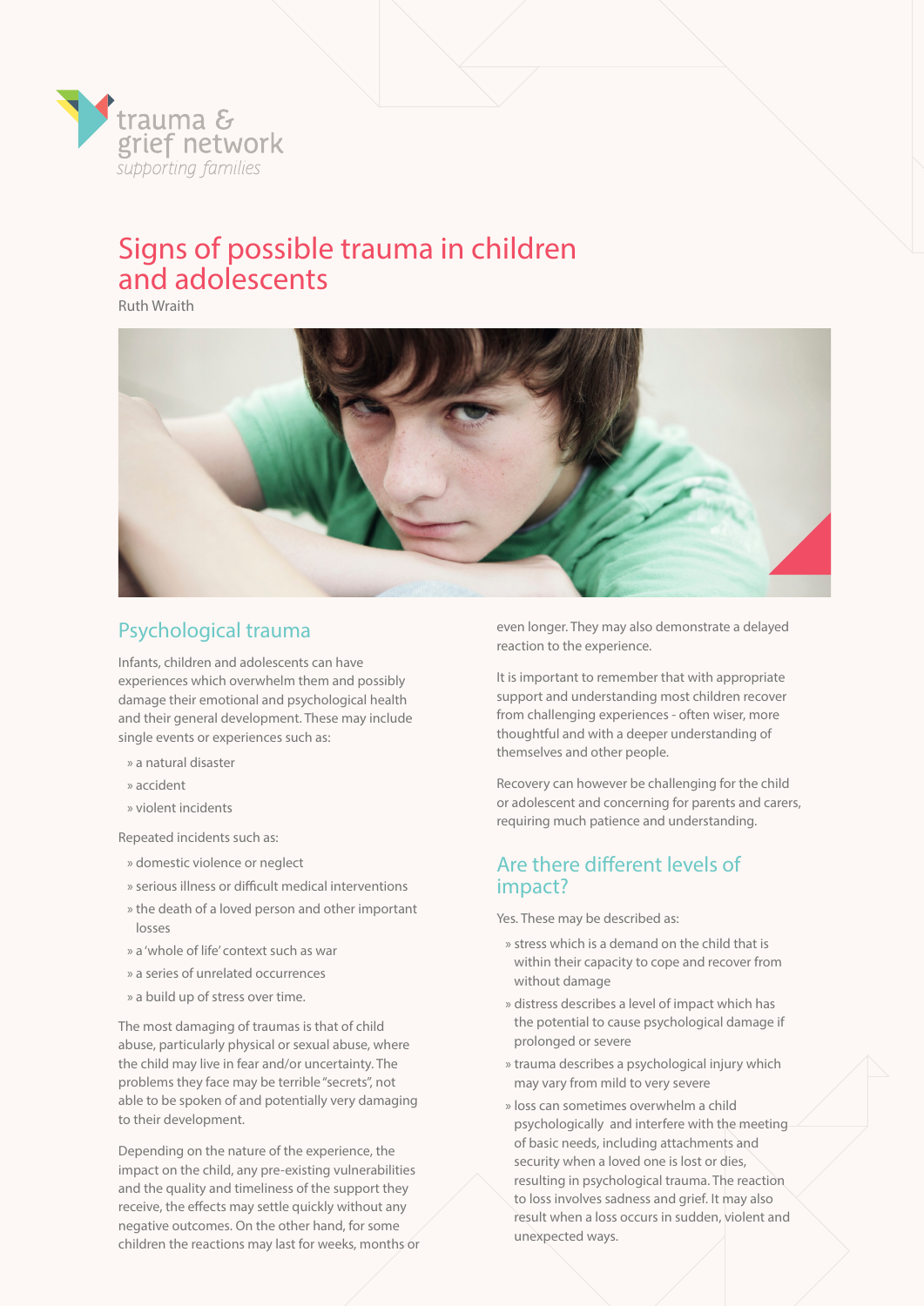trauma & grief network
*supporting families*

# Signs of possible trauma in children and adolescents

Ruth Wraith

## Psychological trauma

Infants, children and adolescents can have experiences which overwhelm them and possibly damage their emotional and psychological health and their general development. These may include single events or experiences such as:

- a natural disaster
- accident
- violent incidents

Repeated incidents such as:

- domestic violence or neglect
- serious illness or difficult medical interventions
- the death of a loved person and other important losses
- a 'whole of life' context such as war
- a series of unrelated occurrences
- a build up of stress over time.

The most damaging of traumas is that of child abuse, particularly physical or sexual abuse, where the child may live in fear and/or uncertainty. The problems they face may be terrible "secrets", not able to be spoken of and potentially very damaging to their development.

Depending on the nature of the experience, the impact on the child, any pre-existing vulnerabilities and the quality and timeliness of the support they receive, the effects may settle quickly without any negative outcomes. On the other hand, for some children the reactions may last for weeks, months or even longer. They may also demonstrate a delayed reaction to the experience.

It is important to remember that with appropriate support and understanding most children recover from challenging experiences - often wiser, more thoughtful and with a deeper understanding of themselves and other people.

Recovery can however be challenging for the child or adolescent and concerning for parents and carers, requiring much patience and understanding.

## Are there different levels of impact?

Yes. These may be described as:

- stress which is a demand on the child that is within their capacity to cope and recover from without damage
- distress describes a level of impact which has the potential to cause psychological damage if prolonged or severe
- trauma describes a psychological injury which may vary from mild to very severe
- loss can sometimes overwhelm a child psychologically and interfere with the meeting of basic needs, including attachments and security when a loved one is lost or dies, resulting in psychological trauma. The reaction to loss involves sadness and grief. It may also result when a loss occurs in sudden, violent and unexpected ways.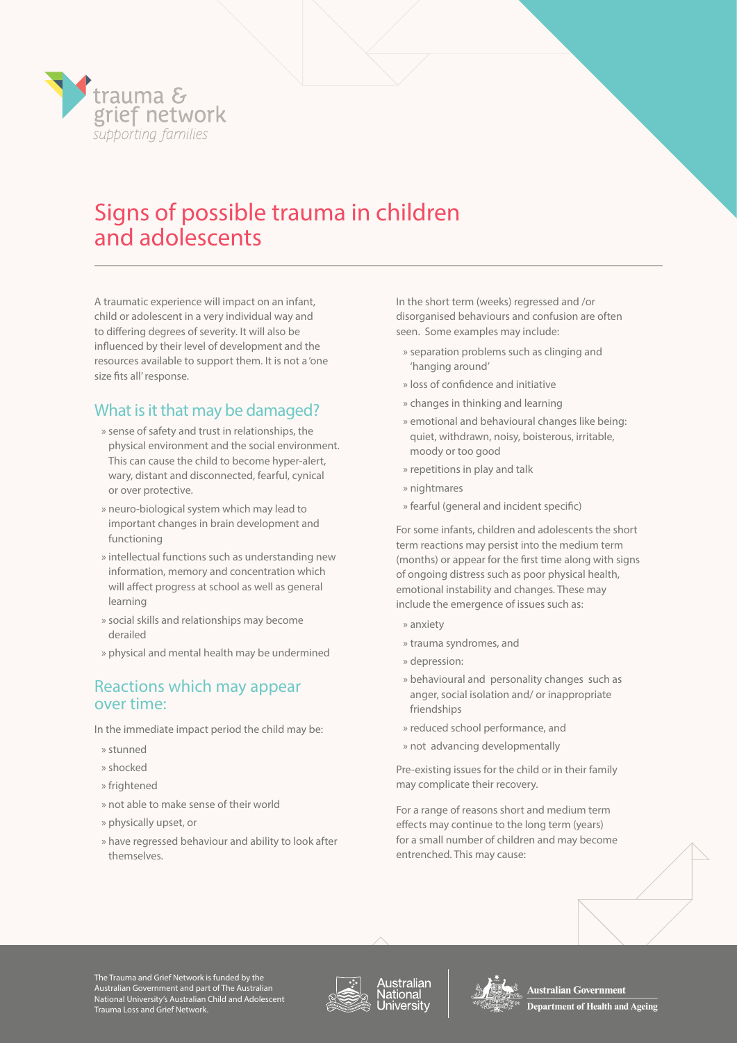trauma & grief network
*supporting families*

# Signs of possible trauma in children and adolescents

A traumatic experience will impact on an infant, child or adolescent in a very individual way and to differing degrees of severity. It will also be influenced by their level of development and the resources available to support them. It is not a 'one size fits all' response.

## What is it that may be damaged?

- sense of safety and trust in relationships, the physical environment and the social environment. This can cause the child to become hyper-alert, wary, distant and disconnected, fearful, cynical or over protective.
- neuro-biological system which may lead to important changes in brain development and functioning
- intellectual functions such as understanding new information, memory and concentration which will affect progress at school as well as general learning
- social skills and relationships may become derailed
- physical and mental health may be undermined

## Reactions which may appear over time:

In the immediate impact period the child may be:

- stunned
- shocked
- frightened
- not able to make sense of their world
- physically upset, or
- have regressed behaviour and ability to look after themselves.

In the short term (weeks) regressed and /or disorganised behaviours and confusion are often seen. Some examples may include:

- separation problems such as clinging and 'hanging around'
- loss of confidence and initiative
- changes in thinking and learning
- emotional and behavioural changes like being: quiet, withdrawn, noisy, boisterous, irritable, moody or too good
- repetitions in play and talk
- nightmares
- fearful (general and incident specific)

For some infants, children and adolescents the short term reactions may persist into the medium term (months) or appear for the first time along with signs of ongoing distress such as poor physical health, emotional instability and changes. These may include the emergence of issues such as:

- anxiety
- trauma syndromes, and
- depression:
- behavioural and personality changes such as anger, social isolation and/ or inappropriate friendships
- reduced school performance, and
- not advancing developmentally

Pre-existing issues for the child or in their family may complicate their recovery.

For a range of reasons short and medium term effects may continue to the long term (years) for a small number of children and may become entrenched. This may cause:

The Trauma and Grief Network is funded by the Australian Government and part of The Australian National University's Australian Child and Adolescent Trauma Loss and Grief Network.

Australian National University

Australian Government Department of Health and Ageing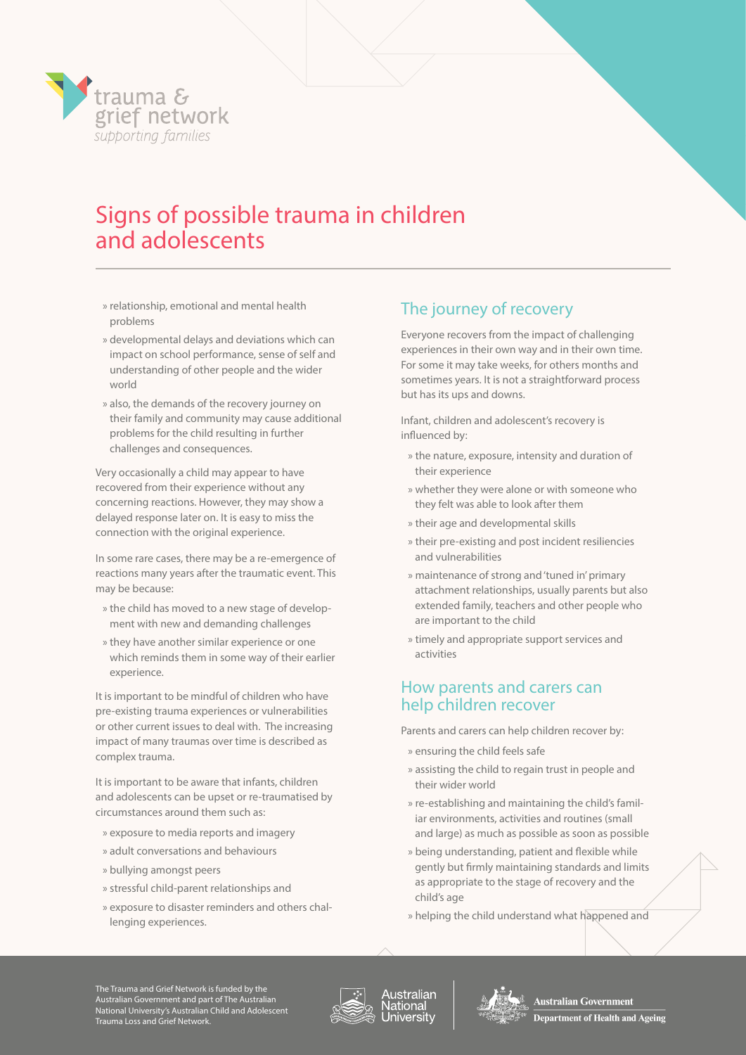# Signs of possible trauma in children and adolescents

- relationship, emotional and mental health problems
- developmental delays and deviations which can impact on school performance, sense of self and understanding of other people and the wider world
- also, the demands of the recovery journey on their family and community may cause additional problems for the child resulting in further challenges and consequences.

Very occasionally a child may appear to have recovered from their experience without any concerning reactions. However, they may show a delayed response later on. It is easy to miss the connection with the original experience.

In some rare cases, there may be a re-emergence of reactions many years after the traumatic event. This may be because:

- the child has moved to a new stage of development with new and demanding challenges
- they have another similar experience or one which reminds them in some way of their earlier experience.

It is important to be mindful of children who have pre-existing trauma experiences or vulnerabilities or other current issues to deal with. The increasing impact of many traumas over time is described as complex trauma.

It is important to be aware that infants, children and adolescents can be upset or re-traumatised by circumstances around them such as:

- exposure to media reports and imagery
- adult conversations and behaviours
- bullying amongst peers
- stressful child-parent relationships and
- exposure to disaster reminders and others challenging experiences.

## The journey of recovery

Everyone recovers from the impact of challenging experiences in their own way and in their own time. For some it may take weeks, for others months and sometimes years. It is not a straightforward process but has its ups and downs.

Infant, children and adolescent's recovery is influenced by:

- the nature, exposure, intensity and duration of their experience
- whether they were alone or with someone who they felt was able to look after them
- their age and developmental skills
- their pre-existing and post incident resiliencies and vulnerabilities
- maintenance of strong and 'tuned in' primary attachment relationships, usually parents but also extended family, teachers and other people who are important to the child
- timely and appropriate support services and activities

## How parents and carers can help children recover

Parents and carers can help children recover by:

- ensuring the child feels safe
- assisting the child to regain trust in people and their wider world
- re-establishing and maintaining the child's familiar environments, activities and routines (small and large) as much as possible as soon as possible
- being understanding, patient and flexible while gently but firmly maintaining standards and limits as appropriate to the stage of recovery and the child's age
- helping the child understand what happened and

The Trauma and Grief Network is funded by the Australian Government and part of The Australian National University's Australian Child and Adolescent Trauma Loss and Grief Network.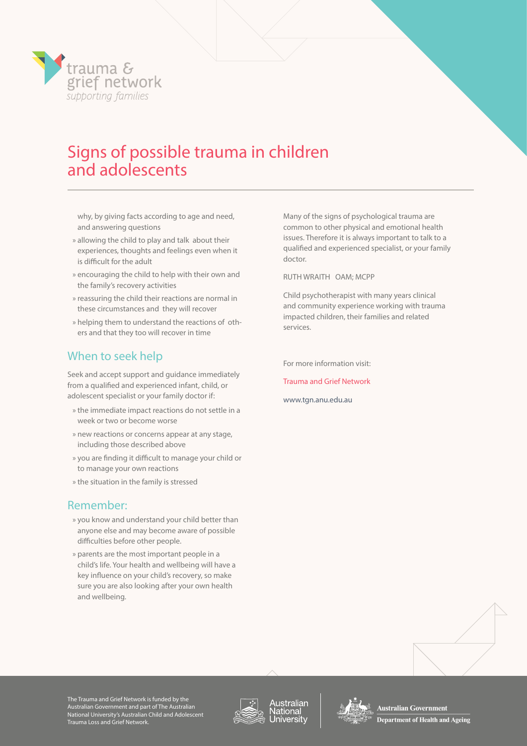# Signs of possible trauma in children and adolescents

why, by giving facts according to age and need, and answering questions

- allowing the child to play and talk about their experiences, thoughts and feelings even when it is difficult for the adult
- encouraging the child to help with their own and the family's recovery activities
- reassuring the child their reactions are normal in these circumstances and they will recover
- helping them to understand the reactions of others and that they too will recover in time

## When to seek help

Seek and accept support and guidance immediately from a qualified and experienced infant, child, or adolescent specialist or your family doctor if:

- the immediate impact reactions do not settle in a week or two or become worse
- new reactions or concerns appear at any stage, including those described above
- you are finding it difficult to manage your child or to manage your own reactions
- the situation in the family is stressed

## Remember:

- you know and understand your child better than anyone else and may become aware of possible difficulties before other people.
- parents are the most important people in a child's life. Your health and wellbeing will have a key influence on your child's recovery, so make sure you are also looking after your own health and wellbeing.

Many of the signs of psychological trauma are common to other physical and emotional health issues. Therefore it is always important to talk to a qualified and experienced specialist, or your family doctor.

RUTH WRAITH OAM; MCPP

Child psychotherapist with many years clinical and community experience working with trauma impacted children, their families and related services.

For more information visit:

Trauma and Grief Network

www.tgn.anu.edu.au

The Trauma and Grief Network is funded by the Australian Government and part of The Australian National University's Australian Child and Adolescent Trauma Loss and Grief Network.

Australian National University

Australian Government
Department of Health and Ageing